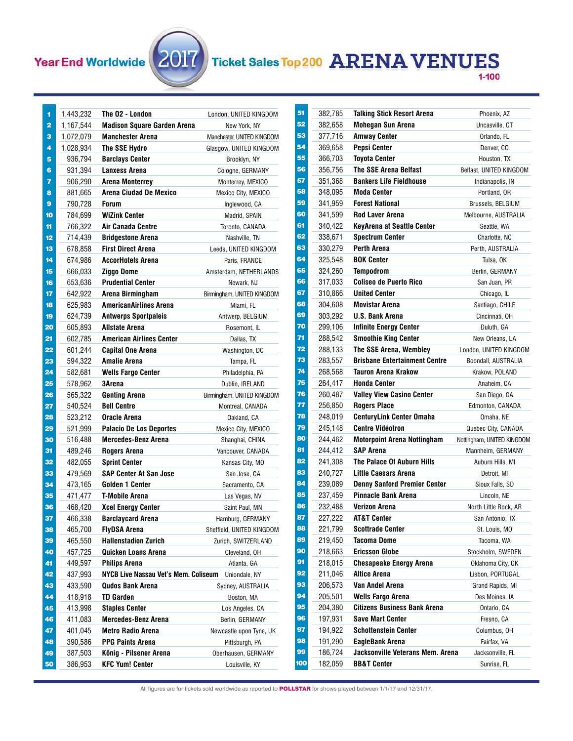# Year End Worldwide 2017 Ticket Sales Top 200 ARENA VENUES

1-100

| Rank | Tickets Sold | Venue | Location |
|---|---|---|---|
| 1 | 1,443,232 | The O2 - London | London, UNITED KINGDOM |
| 2 | 1,167,544 | Madison Square Garden Arena | New York, NY |
| 3 | 1,072,079 | Manchester Arena | Manchester, UNITED KINGDOM |
| 4 | 1,028,934 | The SSE Hydro | Glasgow, UNITED KINGDOM |
| 5 | 936,794 | Barclays Center | Brooklyn, NY |
| 6 | 931,394 | Lanxess Arena | Cologne, GERMANY |
| 7 | 906,290 | Arena Monterrey | Monterrey, MEXICO |
| 8 | 881,665 | Arena Ciudad De Mexico | Mexico City, MEXICO |
| 9 | 790,728 | Forum | Inglewood, CA |
| 10 | 784,699 | WiZink Center | Madrid, SPAIN |
| 11 | 766,322 | Air Canada Centre | Toronto, CANADA |
| 12 | 714,439 | Bridgestone Arena | Nashville, TN |
| 13 | 678,858 | First Direct Arena | Leeds, UNITED KINGDOM |
| 14 | 674,986 | AccorHotels Arena | Paris, FRANCE |
| 15 | 666,033 | Ziggo Dome | Amsterdam, NETHERLANDS |
| 16 | 653,636 | Prudential Center | Newark, NJ |
| 17 | 642,922 | Arena Birmingham | Birmingham, UNITED KINGDOM |
| 18 | 625,983 | AmericanAirlines Arena | Miami, FL |
| 19 | 624,739 | Antwerps Sportpaleis | Antwerp, BELGIUM |
| 20 | 605,893 | Allstate Arena | Rosemont, IL |
| 21 | 602,785 | American Airlines Center | Dallas, TX |
| 22 | 601,244 | Capital One Arena | Washington, DC |
| 23 | 594,322 | Amalie Arena | Tampa, FL |
| 24 | 582,681 | Wells Fargo Center | Philadelphia, PA |
| 25 | 578,962 | 3Arena | Dublin, IRELAND |
| 26 | 565,322 | Genting Arena | Birmingham, UNITED KINGDOM |
| 27 | 540,524 | Bell Centre | Montreal, CANADA |
| 28 | 523,212 | Oracle Arena | Oakland, CA |
| 29 | 521,999 | Palacio De Los Deportes | Mexico City, MEXICO |
| 30 | 516,488 | Mercedes-Benz Arena | Shanghai, CHINA |
| 31 | 489,246 | Rogers Arena | Vancouver, CANADA |
| 32 | 482,055 | Sprint Center | Kansas City, MO |
| 33 | 479,569 | SAP Center At San Jose | San Jose, CA |
| 34 | 473,165 | Golden 1 Center | Sacramento, CA |
| 35 | 471,477 | T-Mobile Arena | Las Vegas, NV |
| 36 | 468,420 | Xcel Energy Center | Saint Paul, MN |
| 37 | 466,338 | Barclaycard Arena | Hamburg, GERMANY |
| 38 | 465,700 | FlyDSA Arena | Sheffield, UNITED KINGDOM |
| 39 | 465,550 | Hallenstadion Zurich | Zurich, SWITZERLAND |
| 40 | 457,725 | Quicken Loans Arena | Cleveland, OH |
| 41 | 449,597 | Philips Arena | Atlanta, GA |
| 42 | 437,993 | NYCB Live Nassau Vet's Mem. Coliseum | Uniondale, NY |
| 43 | 433,590 | Qudos Bank Arena | Sydney, AUSTRALIA |
| 44 | 418,918 | TD Garden | Boston, MA |
| 45 | 413,998 | Staples Center | Los Angeles, CA |
| 46 | 411,083 | Mercedes-Benz Arena | Berlin, GERMANY |
| 47 | 401,045 | Metro Radio Arena | Newcastle upon Tyne, UK |
| 48 | 390,586 | PPG Paints Arena | Pittsburgh, PA |
| 49 | 387,503 | König - Pilsener Arena | Oberhausen, GERMANY |
| 50 | 386,953 | KFC Yum! Center | Louisville, KY |
| 51 | 382,785 | Talking Stick Resort Arena | Phoenix, AZ |
| 52 | 382,658 | Mohegan Sun Arena | Uncasville, CT |
| 53 | 377,716 | Amway Center | Orlando, FL |
| 54 | 369,658 | Pepsi Center | Denver, CO |
| 55 | 366,703 | Toyota Center | Houston, TX |
| 56 | 356,756 | The SSE Arena Belfast | Belfast, UNITED KINGDOM |
| 57 | 351,368 | Bankers Life Fieldhouse | Indianapolis, IN |
| 58 | 348,095 | Moda Center | Portland, OR |
| 59 | 341,959 | Forest National | Brussels, BELGIUM |
| 60 | 341,599 | Rod Laver Arena | Melbourne, AUSTRALIA |
| 61 | 340,422 | KeyArena at Seattle Center | Seattle, WA |
| 62 | 338,671 | Spectrum Center | Charlotte, NC |
| 63 | 330,279 | Perth Arena | Perth, AUSTRALIA |
| 64 | 325,548 | BOK Center | Tulsa, OK |
| 65 | 324,260 | Tempodrom | Berlin, GERMANY |
| 66 | 317,033 | Coliseo de Puerto Rico | San Juan, PR |
| 67 | 310,866 | United Center | Chicago, IL |
| 68 | 304,608 | Movistar Arena | Santiago, CHILE |
| 69 | 303,292 | U.S. Bank Arena | Cincinnati, OH |
| 70 | 299,106 | Infinite Energy Center | Duluth, GA |
| 71 | 288,542 | Smoothie King Center | New Orleans, LA |
| 72 | 288,133 | The SSE Arena, Wembley | London, UNITED KINGDOM |
| 73 | 283,557 | Brisbane Entertainment Centre | Boondall, AUSTRALIA |
| 74 | 268,568 | Tauron Arena Krakow | Krakow, POLAND |
| 75 | 264,417 | Honda Center | Anaheim, CA |
| 76 | 260,487 | Valley View Casino Center | San Diego, CA |
| 77 | 256,850 | Rogers Place | Edmonton, CANADA |
| 78 | 248,019 | CenturyLink Center Omaha | Omaha, NE |
| 79 | 245,148 | Centre Vidéotron | Quebec City, CANADA |
| 80 | 244,462 | Motorpoint Arena Nottingham | Nottingham, UNITED KINGDOM |
| 81 | 244,412 | SAP Arena | Mannheim, GERMANY |
| 82 | 241,308 | The Palace Of Auburn Hills | Auburn Hills, MI |
| 83 | 240,727 | Little Caesars Arena | Detroit, MI |
| 84 | 239,089 | Denny Sanford Premier Center | Sioux Falls, SD |
| 85 | 237,459 | Pinnacle Bank Arena | Lincoln, NE |
| 86 | 232,488 | Verizon Arena | North Little Rock, AR |
| 87 | 227,222 | AT&T Center | San Antonio, TX |
| 88 | 221,799 | Scottrade Center | St. Louis, MO |
| 89 | 219,450 | Tacoma Dome | Tacoma, WA |
| 90 | 218,663 | Ericsson Globe | Stockholm, SWEDEN |
| 91 | 218,015 | Chesapeake Energy Arena | Oklahoma City, OK |
| 92 | 211,046 | Altice Arena | Lisbon, PORTUGAL |
| 93 | 206,573 | Van Andel Arena | Grand Rapids, MI |
| 94 | 205,501 | Wells Fargo Arena | Des Moines, IA |
| 95 | 204,380 | Citizens Business Bank Arena | Ontario, CA |
| 96 | 197,931 | Save Mart Center | Fresno, CA |
| 97 | 194,922 | Schottenstein Center | Columbus, OH |
| 98 | 191,290 | EagleBank Arena | Fairfax, VA |
| 99 | 186,724 | Jacksonville Veterans Mem. Arena | Jacksonville, FL |
| 100 | 182,059 | BB&T Center | Sunrise, FL |

All figures are for tickets sold worldwide as reported to POLLSTAR for shows played between 1/1/17 and 12/31/17.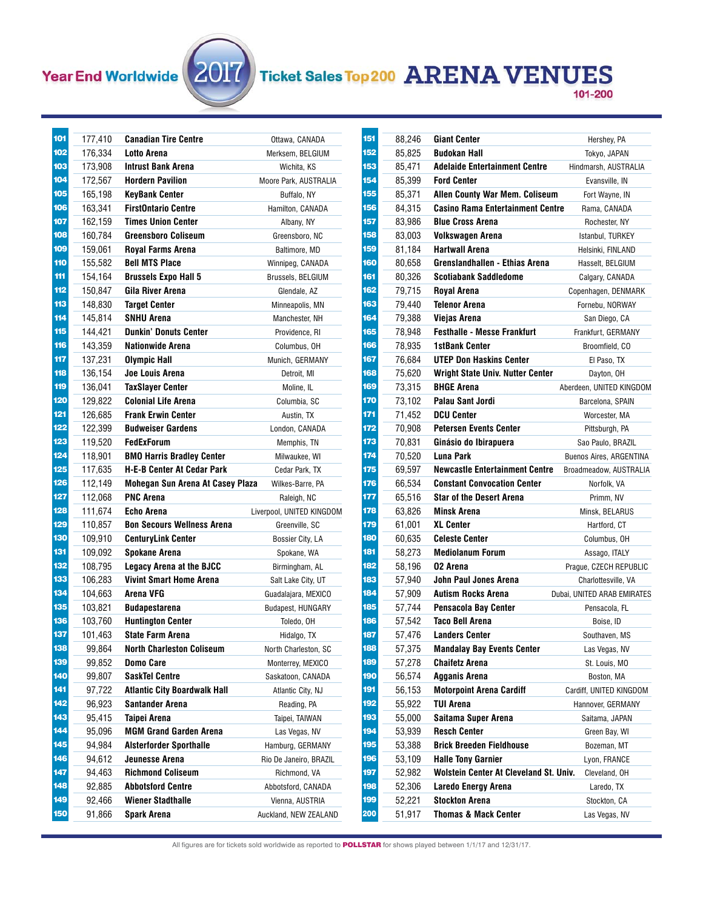# Year End Worldwide 2017 Ticket Sales Top 200 ARENA VENUES

101-200

| | | | |
|---|---|---|---|
| 101 | 177,410 | **Canadian Tire Centre** | Ottawa, CANADA |
| 102 | 176,334 | **Lotto Arena** | Merksem, BELGIUM |
| 103 | 173,908 | **Intrust Bank Arena** | Wichita, KS |
| 104 | 172,567 | **Hordern Pavilion** | Moore Park, AUSTRALIA |
| 105 | 165,198 | **KeyBank Center** | Buffalo, NY |
| 106 | 163,341 | **FirstOntario Centre** | Hamilton, CANADA |
| 107 | 162,159 | **Times Union Center** | Albany, NY |
| 108 | 160,784 | **Greensboro Coliseum** | Greensboro, NC |
| 109 | 159,061 | **Royal Farms Arena** | Baltimore, MD |
| 110 | 155,582 | **Bell MTS Place** | Winnipeg, CANADA |
| 111 | 154,164 | **Brussels Expo Hall 5** | Brussels, BELGIUM |
| 112 | 150,847 | **Gila River Arena** | Glendale, AZ |
| 113 | 148,830 | **Target Center** | Minneapolis, MN |
| 114 | 145,814 | **SNHU Arena** | Manchester, NH |
| 115 | 144,421 | **Dunkin' Donuts Center** | Providence, RI |
| 116 | 143,359 | **Nationwide Arena** | Columbus, OH |
| 117 | 137,231 | **Olympic Hall** | Munich, GERMANY |
| 118 | 136,154 | **Joe Louis Arena** | Detroit, MI |
| 119 | 136,041 | **TaxSlayer Center** | Moline, IL |
| 120 | 129,822 | **Colonial Life Arena** | Columbia, SC |
| 121 | 126,685 | **Frank Erwin Center** | Austin, TX |
| 122 | 122,399 | **Budweiser Gardens** | London, CANADA |
| 123 | 119,520 | **FedExForum** | Memphis, TN |
| 124 | 118,901 | **BMO Harris Bradley Center** | Milwaukee, WI |
| 125 | 117,635 | **H-E-B Center At Cedar Park** | Cedar Park, TX |
| 126 | 112,149 | **Mohegan Sun Arena At Casey Plaza** | Wilkes-Barre, PA |
| 127 | 112,068 | **PNC Arena** | Raleigh, NC |
| 128 | 111,674 | **Echo Arena** | Liverpool, UNITED KINGDOM |
| 129 | 110,857 | **Bon Secours Wellness Arena** | Greenville, SC |
| 130 | 109,910 | **CenturyLink Center** | Bossier City, LA |
| 131 | 109,092 | **Spokane Arena** | Spokane, WA |
| 132 | 108,795 | **Legacy Arena at the BJCC** | Birmingham, AL |
| 133 | 106,283 | **Vivint Smart Home Arena** | Salt Lake City, UT |
| 134 | 104,663 | **Arena VFG** | Guadalajara, MEXICO |
| 135 | 103,821 | **Budapestarena** | Budapest, HUNGARY |
| 136 | 103,760 | **Huntington Center** | Toledo, OH |
| 137 | 101,463 | **State Farm Arena** | Hidalgo, TX |
| 138 | 99,864 | **North Charleston Coliseum** | North Charleston, SC |
| 139 | 99,852 | **Domo Care** | Monterrey, MEXICO |
| 140 | 99,807 | **SaskTel Centre** | Saskatoon, CANADA |
| 141 | 97,722 | **Atlantic City Boardwalk Hall** | Atlantic City, NJ |
| 142 | 96,923 | **Santander Arena** | Reading, PA |
| 143 | 95,415 | **Taipei Arena** | Taipei, TAIWAN |
| 144 | 95,096 | **MGM Grand Garden Arena** | Las Vegas, NV |
| 145 | 94,984 | **Alsterforder Sporthalle** | Hamburg, GERMANY |
| 146 | 94,612 | **Jeunesse Arena** | Rio De Janeiro, BRAZIL |
| 147 | 94,463 | **Richmond Coliseum** | Richmond, VA |
| 148 | 92,885 | **Abbotsford Centre** | Abbotsford, CANADA |
| 149 | 92,466 | **Wiener Stadthalle** | Vienna, AUSTRIA |
| 150 | 91,866 | **Spark Arena** | Auckland, NEW ZEALAND |
| 151 | 88,246 | **Giant Center** | Hershey, PA |
| 152 | 85,825 | **Budokan Hall** | Tokyo, JAPAN |
| 153 | 85,471 | **Adelaide Entertainment Centre** | Hindmarsh, AUSTRALIA |
| 154 | 85,399 | **Ford Center** | Evansville, IN |
| 155 | 85,371 | **Allen County War Mem. Coliseum** | Fort Wayne, IN |
| 156 | 84,315 | **Casino Rama Entertainment Centre** | Rama, CANADA |
| 157 | 83,986 | **Blue Cross Arena** | Rochester, NY |
| 158 | 83,003 | **Volkswagen Arena** | Istanbul, TURKEY |
| 159 | 81,184 | **Hartwall Arena** | Helsinki, FINLAND |
| 160 | 80,658 | **Grenslandhallen - Ethias Arena** | Hasselt, BELGIUM |
| 161 | 80,326 | **Scotiabank Saddledome** | Calgary, CANADA |
| 162 | 79,715 | **Royal Arena** | Copenhagen, DENMARK |
| 163 | 79,440 | **Telenor Arena** | Fornebu, NORWAY |
| 164 | 79,388 | **Viejas Arena** | San Diego, CA |
| 165 | 78,948 | **Festhalle - Messe Frankfurt** | Frankfurt, GERMANY |
| 166 | 78,935 | **1stBank Center** | Broomfield, CO |
| 167 | 76,684 | **UTEP Don Haskins Center** | El Paso, TX |
| 168 | 75,620 | **Wright State Univ. Nutter Center** | Dayton, OH |
| 169 | 73,315 | **BHGE Arena** | Aberdeen, UNITED KINGDOM |
| 170 | 73,102 | **Palau Sant Jordi** | Barcelona, SPAIN |
| 171 | 71,452 | **DCU Center** | Worcester, MA |
| 172 | 70,908 | **Petersen Events Center** | Pittsburgh, PA |
| 173 | 70,831 | **Ginásio do Ibirapuera** | Sao Paulo, BRAZIL |
| 174 | 70,520 | **Luna Park** | Buenos Aires, ARGENTINA |
| 175 | 69,597 | **Newcastle Entertainment Centre** | Broadmeadow, AUSTRALIA |
| 176 | 66,534 | **Constant Convocation Center** | Norfolk, VA |
| 177 | 65,516 | **Star of the Desert Arena** | Primm, NV |
| 178 | 63,826 | **Minsk Arena** | Minsk, BELARUS |
| 179 | 61,001 | **XL Center** | Hartford, CT |
| 180 | 60,635 | **Celeste Center** | Columbus, OH |
| 181 | 58,273 | **Mediolanum Forum** | Assago, ITALY |
| 182 | 58,196 | **O2 Arena** | Prague, CZECH REPUBLIC |
| 183 | 57,940 | **John Paul Jones Arena** | Charlottesville, VA |
| 184 | 57,909 | **Autism Rocks Arena** | Dubai, UNITED ARAB EMIRATES |
| 185 | 57,744 | **Pensacola Bay Center** | Pensacola, FL |
| 186 | 57,542 | **Taco Bell Arena** | Boise, ID |
| 187 | 57,476 | **Landers Center** | Southaven, MS |
| 188 | 57,375 | **Mandalay Bay Events Center** | Las Vegas, NV |
| 189 | 57,278 | **Chaifetz Arena** | St. Louis, MO |
| 190 | 56,574 | **Agganis Arena** | Boston, MA |
| 191 | 56,153 | **Motorpoint Arena Cardiff** | Cardiff, UNITED KINGDOM |
| 192 | 55,922 | **TUI Arena** | Hannover, GERMANY |
| 193 | 55,000 | **Saitama Super Arena** | Saitama, JAPAN |
| 194 | 53,939 | **Resch Center** | Green Bay, WI |
| 195 | 53,388 | **Brick Breeden Fieldhouse** | Bozeman, MT |
| 196 | 53,109 | **Halle Tony Garnier** | Lyon, FRANCE |
| 197 | 52,982 | **Wolstein Center At Cleveland St. Univ.** | Cleveland, OH |
| 198 | 52,306 | **Laredo Energy Arena** | Laredo, TX |
| 199 | 52,221 | **Stockton Arena** | Stockton, CA |
| 200 | 51,917 | **Thomas & Mack Center** | Las Vegas, NV |

All figures are for tickets sold worldwide as reported to **POLLSTAR** for shows played between 1/1/17 and 12/31/17.